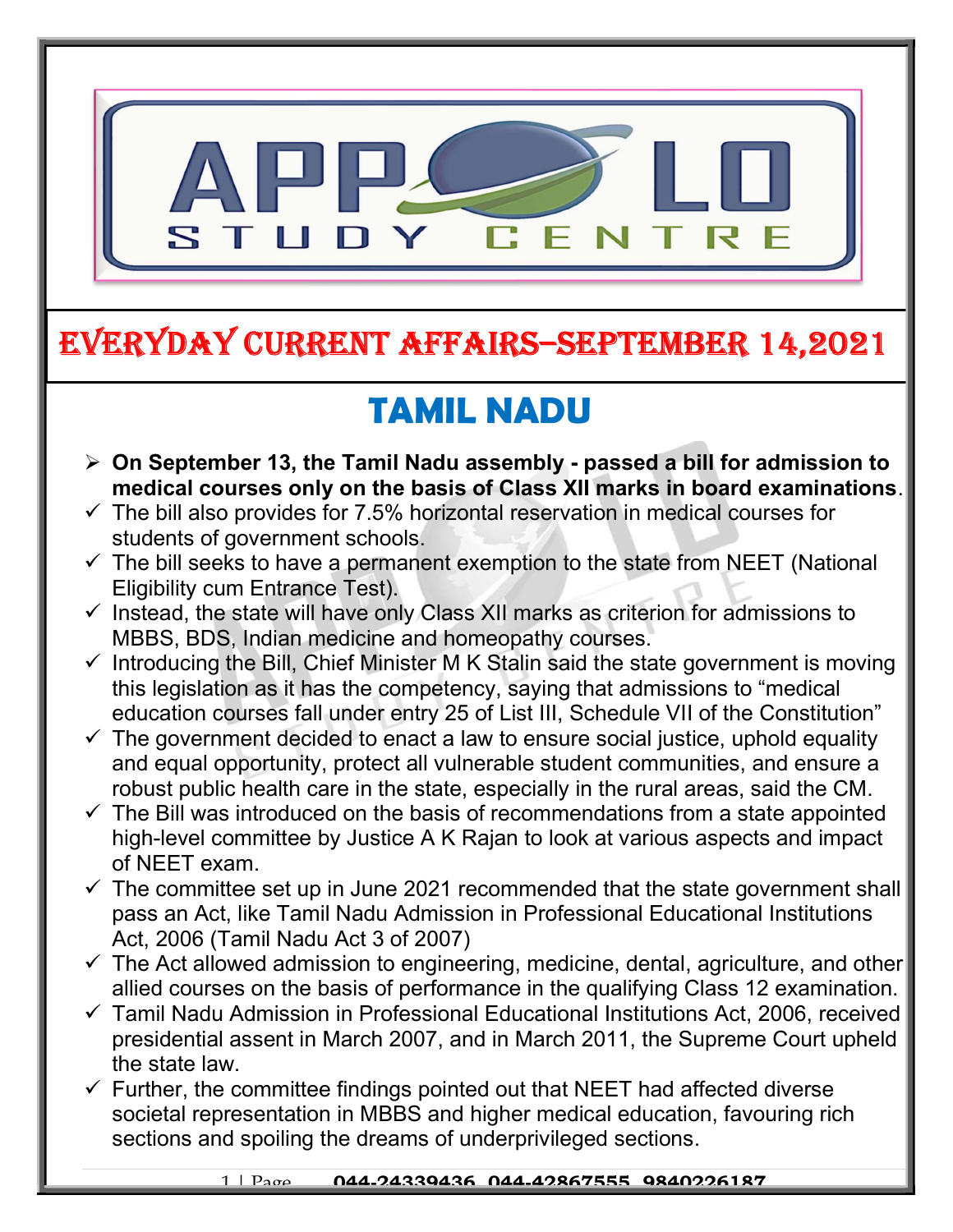# EVERYDAY CURRENT AFFAIRS–SEPTEMBER 14,2021

## TAMIL NADU

- **On September 13, the Tamil Nadu assembly - passed a bill for admission to medical courses only on the basis of Class XII marks in board examinations**.
  - ✓ The bill also provides for 7.5% horizontal reservation in medical courses for students of government schools.
  - ✓ The bill seeks to have a permanent exemption to the state from NEET (National Eligibility cum Entrance Test).
  - ✓ Instead, the state will have only Class XII marks as criterion for admissions to MBBS, BDS, Indian medicine and homeopathy courses.
  - ✓ Introducing the Bill, Chief Minister M K Stalin said the state government is moving this legislation as it has the competency, saying that admissions to "medical education courses fall under entry 25 of List III, Schedule VII of the Constitution"
  - ✓ The government decided to enact a law to ensure social justice, uphold equality and equal opportunity, protect all vulnerable student communities, and ensure a robust public health care in the state, especially in the rural areas, said the CM.
  - ✓ The Bill was introduced on the basis of recommendations from a state appointed high-level committee by Justice A K Rajan to look at various aspects and impact of NEET exam.
  - ✓ The committee set up in June 2021 recommended that the state government shall pass an Act, like Tamil Nadu Admission in Professional Educational Institutions Act, 2006 (Tamil Nadu Act 3 of 2007)
  - ✓ The Act allowed admission to engineering, medicine, dental, agriculture, and other allied courses on the basis of performance in the qualifying Class 12 examination.
  - ✓ Tamil Nadu Admission in Professional Educational Institutions Act, 2006, received presidential assent in March 2007, and in March 2011, the Supreme Court upheld the state law.
  - ✓ Further, the committee findings pointed out that NEET had affected diverse societal representation in MBBS and higher medical education, favouring rich sections and spoiling the dreams of underprivileged sections.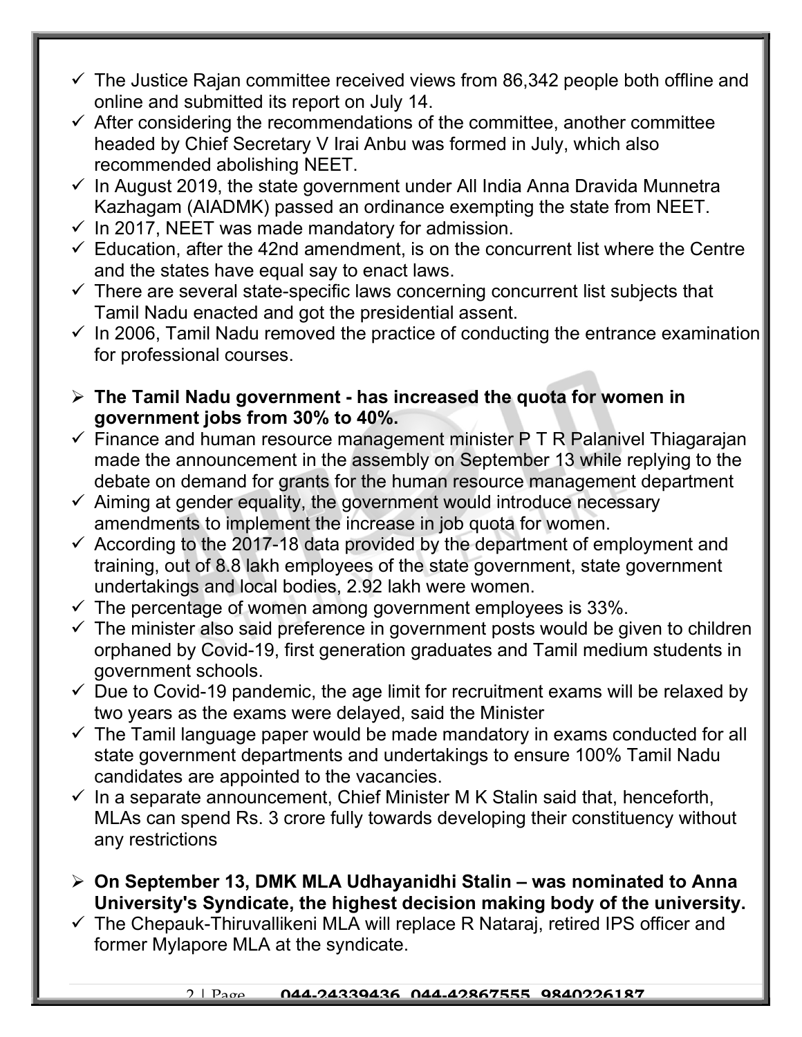- ✓ The Justice Rajan committee received views from 86,342 people both offline and online and submitted its report on July 14.
- ✓ After considering the recommendations of the committee, another committee headed by Chief Secretary V Irai Anbu was formed in July, which also recommended abolishing NEET.
- ✓ In August 2019, the state government under All India Anna Dravida Munnetra Kazhagam (AIADMK) passed an ordinance exempting the state from NEET.
- ✓ In 2017, NEET was made mandatory for admission.
- ✓ Education, after the 42nd amendment, is on the concurrent list where the Centre and the states have equal say to enact laws.
- ✓ There are several state-specific laws concerning concurrent list subjects that Tamil Nadu enacted and got the presidential assent.
- ✓ In 2006, Tamil Nadu removed the practice of conducting the entrance examination for professional courses.

- ➢ **The Tamil Nadu government - has increased the quota for women in government jobs from 30% to 40%.**
- ✓ Finance and human resource management minister P T R Palanivel Thiagarajan made the announcement in the assembly on September 13 while replying to the debate on demand for grants for the human resource management department
- ✓ Aiming at gender equality, the government would introduce necessary amendments to implement the increase in job quota for women.
- ✓ According to the 2017-18 data provided by the department of employment and training, out of 8.8 lakh employees of the state government, state government undertakings and local bodies, 2.92 lakh were women.
- ✓ The percentage of women among government employees is 33%.
- ✓ The minister also said preference in government posts would be given to children orphaned by Covid-19, first generation graduates and Tamil medium students in government schools.
- ✓ Due to Covid-19 pandemic, the age limit for recruitment exams will be relaxed by two years as the exams were delayed, said the Minister
- ✓ The Tamil language paper would be made mandatory in exams conducted for all state government departments and undertakings to ensure 100% Tamil Nadu candidates are appointed to the vacancies.
- ✓ In a separate announcement, Chief Minister M K Stalin said that, henceforth, MLAs can spend Rs. 3 crore fully towards developing their constituency without any restrictions

- ➢ **On September 13, DMK MLA Udhayanidhi Stalin – was nominated to Anna University's Syndicate, the highest decision making body of the university.**
- ✓ The Chepauk-Thiruvallikeni MLA will replace R Nataraj, retired IPS officer and former Mylapore MLA at the syndicate.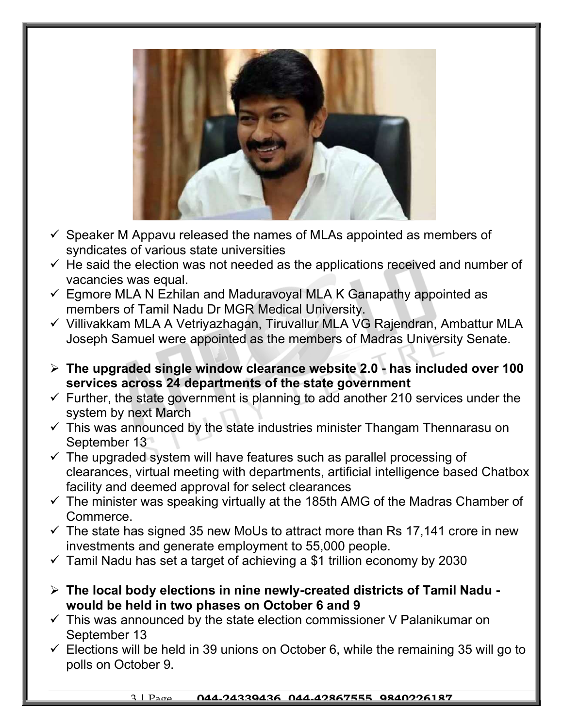- ✓ Speaker M Appavu released the names of MLAs appointed as members of syndicates of various state universities
- ✓ He said the election was not needed as the applications received and number of vacancies was equal.
- ✓ Egmore MLA N Ezhilan and Maduravoyal MLA K Ganapathy appointed as members of Tamil Nadu Dr MGR Medical University.
- ✓ Villivakkam MLA A Vetriyazhagan, Tiruvallur MLA VG Rajendran, Ambattur MLA Joseph Samuel were appointed as the members of Madras University Senate.

- ➢ **The upgraded single window clearance website 2.0 - has included over 100 services across 24 departments of the state government**
- ✓ Further, the state government is planning to add another 210 services under the system by next March
- ✓ This was announced by the state industries minister Thangam Thennarasu on September 13
- ✓ The upgraded system will have features such as parallel processing of clearances, virtual meeting with departments, artificial intelligence based Chatbox facility and deemed approval for select clearances
- ✓ The minister was speaking virtually at the 185th AMG of the Madras Chamber of Commerce.
- ✓ The state has signed 35 new MoUs to attract more than Rs 17,141 crore in new investments and generate employment to 55,000 people.
- ✓ Tamil Nadu has set a target of achieving a $1 trillion economy by 2030

- ➢ **The local body elections in nine newly-created districts of Tamil Nadu - would be held in two phases on October 6 and 9**
- ✓ This was announced by the state election commissioner V Palanikumar on September 13
- ✓ Elections will be held in 39 unions on October 6, while the remaining 35 will go to polls on October 9.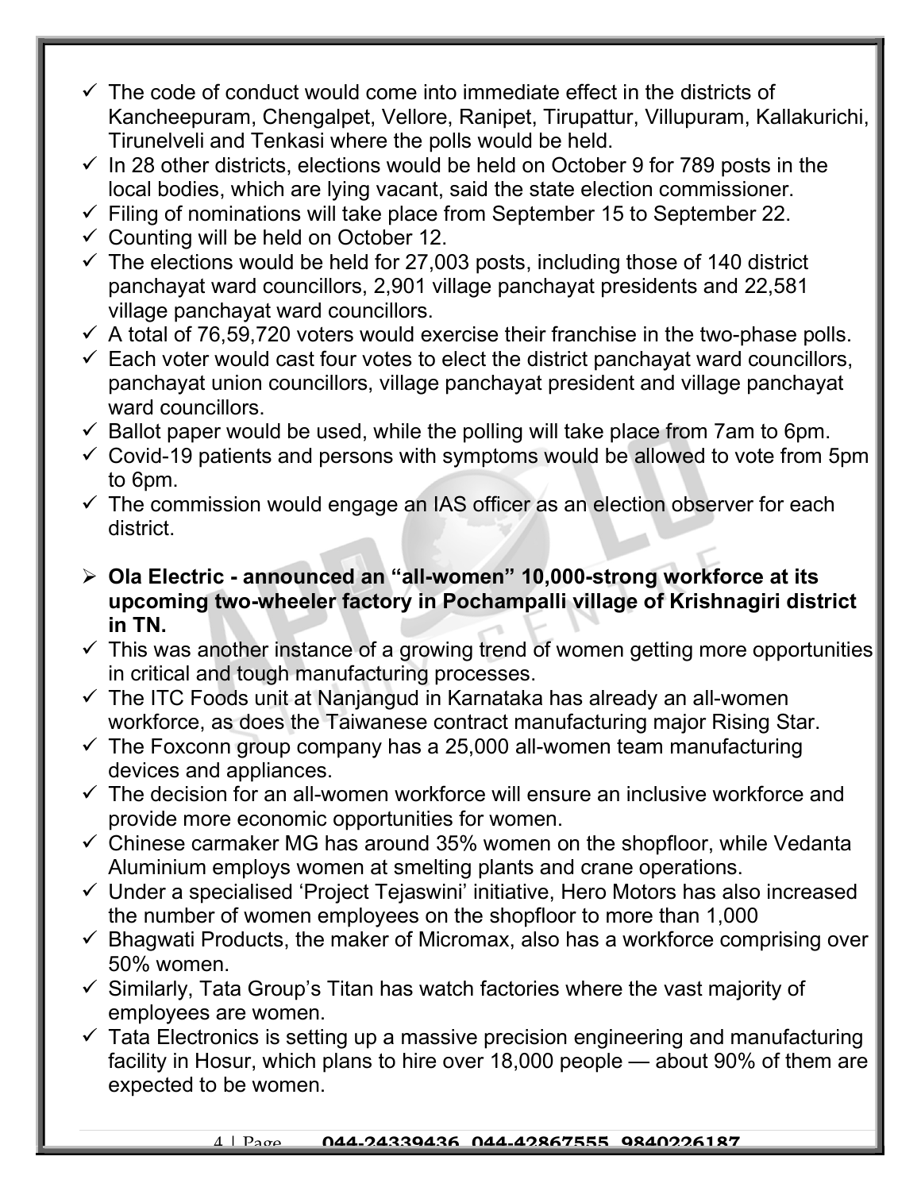- ✓ The code of conduct would come into immediate effect in the districts of Kancheepuram, Chengalpet, Vellore, Ranipet, Tirupattur, Villupuram, Kallakurichi, Tirunelveli and Tenkasi where the polls would be held.
- ✓ In 28 other districts, elections would be held on October 9 for 789 posts in the local bodies, which are lying vacant, said the state election commissioner.
- ✓ Filing of nominations will take place from September 15 to September 22.
- ✓ Counting will be held on October 12.
- ✓ The elections would be held for 27,003 posts, including those of 140 district panchayat ward councillors, 2,901 village panchayat presidents and 22,581 village panchayat ward councillors.
- ✓ A total of 76,59,720 voters would exercise their franchise in the two-phase polls.
- ✓ Each voter would cast four votes to elect the district panchayat ward councillors, panchayat union councillors, village panchayat president and village panchayat ward councillors.
- ✓ Ballot paper would be used, while the polling will take place from 7am to 6pm.
- ✓ Covid-19 patients and persons with symptoms would be allowed to vote from 5pm to 6pm.
- ✓ The commission would engage an IAS officer as an election observer for each district.

- ➢ **Ola Electric - announced an "all-women" 10,000-strong workforce at its upcoming two-wheeler factory in Pochampalli village of Krishnagiri district in TN.**
- ✓ This was another instance of a growing trend of women getting more opportunities in critical and tough manufacturing processes.
- ✓ The ITC Foods unit at Nanjangud in Karnataka has already an all-women workforce, as does the Taiwanese contract manufacturing major Rising Star.
- ✓ The Foxconn group company has a 25,000 all-women team manufacturing devices and appliances.
- ✓ The decision for an all-women workforce will ensure an inclusive workforce and provide more economic opportunities for women.
- ✓ Chinese carmaker MG has around 35% women on the shopfloor, while Vedanta Aluminium employs women at smelting plants and crane operations.
- ✓ Under a specialised 'Project Tejaswini' initiative, Hero Motors has also increased the number of women employees on the shopfloor to more than 1,000
- ✓ Bhagwati Products, the maker of Micromax, also has a workforce comprising over 50% women.
- ✓ Similarly, Tata Group's Titan has watch factories where the vast majority of employees are women.
- ✓ Tata Electronics is setting up a massive precision engineering and manufacturing facility in Hosur, which plans to hire over 18,000 people — about 90% of them are expected to be women.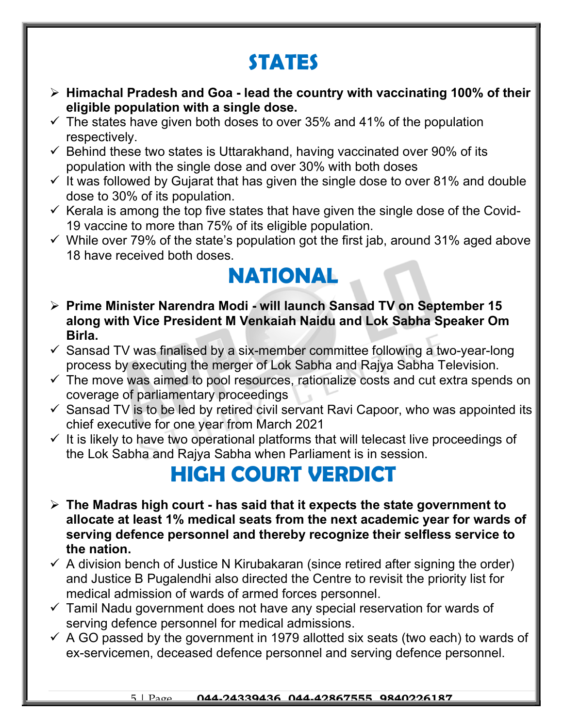# STATES

- **Himachal Pradesh and Goa - lead the country with vaccinating 100% of their eligible population with a single dose.**
  - ✓ The states have given both doses to over 35% and 41% of the population respectively.
  - ✓ Behind these two states is Uttarakhand, having vaccinated over 90% of its population with the single dose and over 30% with both doses
  - ✓ It was followed by Gujarat that has given the single dose to over 81% and double dose to 30% of its population.
  - ✓ Kerala is among the top five states that have given the single dose of the Covid-19 vaccine to more than 75% of its eligible population.
  - ✓ While over 79% of the state's population got the first jab, around 31% aged above 18 have received both doses.

# NATIONAL

- **Prime Minister Narendra Modi - will launch Sansad TV on September 15 along with Vice President M Venkaiah Naidu and Lok Sabha Speaker Om Birla.**
  - ✓ Sansad TV was finalised by a six-member committee following a two-year-long process by executing the merger of Lok Sabha and Rajya Sabha Television.
  - ✓ The move was aimed to pool resources, rationalize costs and cut extra spends on coverage of parliamentary proceedings
  - ✓ Sansad TV is to be led by retired civil servant Ravi Capoor, who was appointed its chief executive for one year from March 2021
  - ✓ It is likely to have two operational platforms that will telecast live proceedings of the Lok Sabha and Rajya Sabha when Parliament is in session.

# HIGH COURT VERDICT

- **The Madras high court - has said that it expects the state government to allocate at least 1% medical seats from the next academic year for wards of serving defence personnel and thereby recognize their selfless service to the nation.**
  - ✓ A division bench of Justice N Kirubakaran (since retired after signing the order) and Justice B Pugalendhi also directed the Centre to revisit the priority list for medical admission of wards of armed forces personnel.
  - ✓ Tamil Nadu government does not have any special reservation for wards of serving defence personnel for medical admissions.
  - ✓ A GO passed by the government in 1979 allotted six seats (two each) to wards of ex-servicemen, deceased defence personnel and serving defence personnel.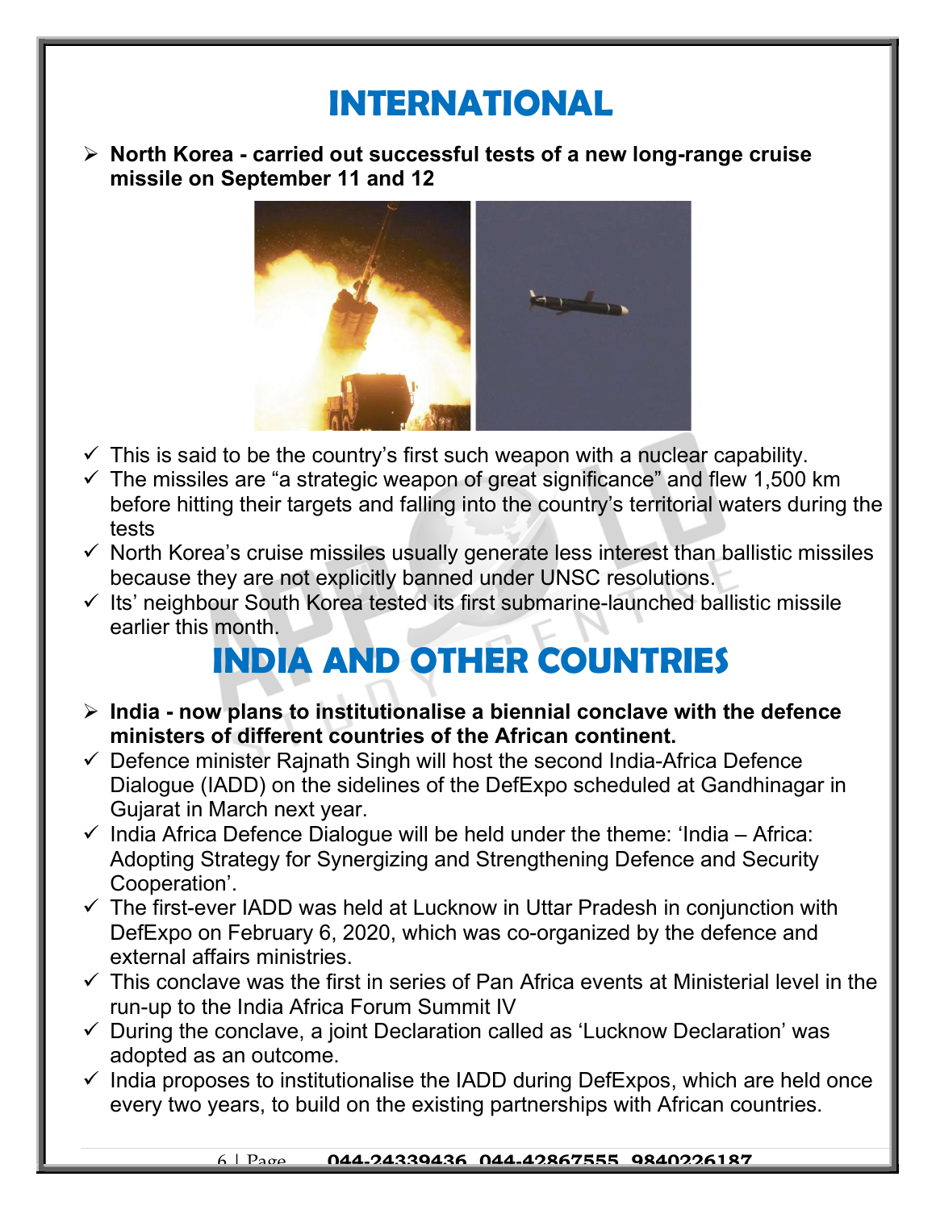# INTERNATIONAL

- **North Korea - carried out successful tests of a new long-range cruise missile on September 11 and 12**

- ✓ This is said to be the country's first such weapon with a nuclear capability.
- ✓ The missiles are "a strategic weapon of great significance" and flew 1,500 km before hitting their targets and falling into the country's territorial waters during the tests
- ✓ North Korea's cruise missiles usually generate less interest than ballistic missiles because they are not explicitly banned under UNSC resolutions.
- ✓ Its' neighbour South Korea tested its first submarine-launched ballistic missile earlier this month.

# INDIA AND OTHER COUNTRIES

- **India - now plans to institutionalise a biennial conclave with the defence ministers of different countries of the African continent.**
- ✓ Defence minister Rajnath Singh will host the second India-Africa Defence Dialogue (IADD) on the sidelines of the DefExpo scheduled at Gandhinagar in Gujarat in March next year.
- ✓ India Africa Defence Dialogue will be held under the theme: 'India – Africa: Adopting Strategy for Synergizing and Strengthening Defence and Security Cooperation'.
- ✓ The first-ever IADD was held at Lucknow in Uttar Pradesh in conjunction with DefExpo on February 6, 2020, which was co-organized by the defence and external affairs ministries.
- ✓ This conclave was the first in series of Pan Africa events at Ministerial level in the run-up to the India Africa Forum Summit IV
- ✓ During the conclave, a joint Declaration called as 'Lucknow Declaration' was adopted as an outcome.
- ✓ India proposes to institutionalise the IADD during DefExpos, which are held once every two years, to build on the existing partnerships with African countries.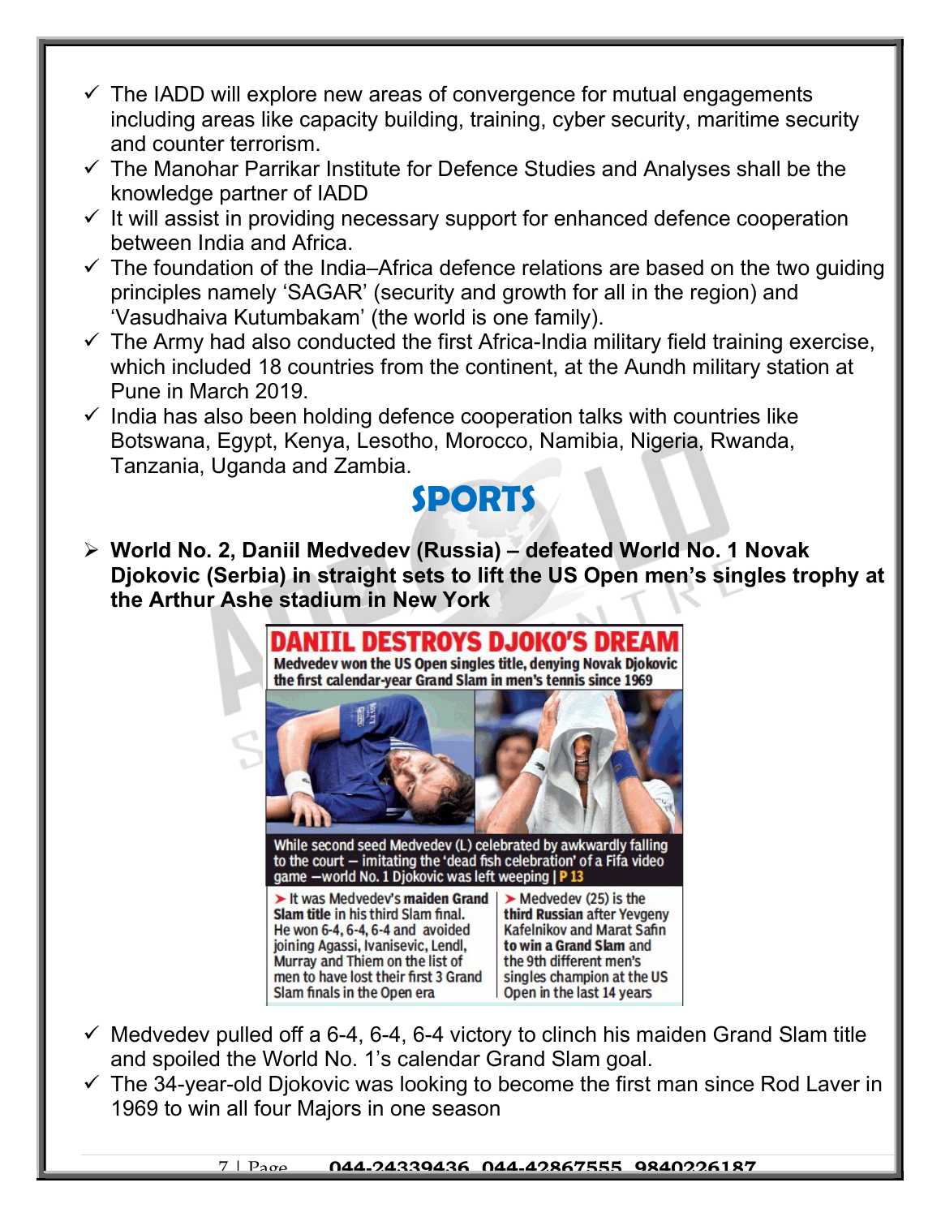- ✓ The IADD will explore new areas of convergence for mutual engagements including areas like capacity building, training, cyber security, maritime security and counter terrorism.
- ✓ The Manohar Parrikar Institute for Defence Studies and Analyses shall be the knowledge partner of IADD
- ✓ It will assist in providing necessary support for enhanced defence cooperation between India and Africa.
- ✓ The foundation of the India–Africa defence relations are based on the two guiding principles namely 'SAGAR' (security and growth for all in the region) and 'Vasudhaiva Kutumbakam' (the world is one family).
- ✓ The Army had also conducted the first Africa-India military field training exercise, which included 18 countries from the continent, at the Aundh military station at Pune in March 2019.
- ✓ India has also been holding defence cooperation talks with countries like Botswana, Egypt, Kenya, Lesotho, Morocco, Namibia, Nigeria, Rwanda, Tanzania, Uganda and Zambia.

# SPORTS

- **World No. 2, Daniil Medvedev (Russia) – defeated World No. 1 Novak Djokovic (Serbia) in straight sets to lift the US Open men's singles trophy at the Arthur Ashe stadium in New York**

**DANIIL DESTROYS DJOKO'S DREAM**

**Medvedev won the US Open singles title, denying Novak Djokovic the first calendar-year Grand Slam in men's tennis since 1969**

While second seed Medvedev (L) celebrated by awkwardly falling to the court – imitating the 'dead fish celebration' of a Fifa video game –world No. 1 Djokovic was left weeping | P 13

➤ It was Medvedev's **maiden Grand Slam title** in his third Slam final. He won 6-4, 6-4, 6-4 and avoided joining Agassi, Ivanisevic, Lendl, Murray and Thiem on the list of men to have lost their first 3 Grand Slam finals in the Open era

➤ Medvedev (25) is the **third Russian** after Yevgeny Kafelnikov and Marat Safin **to win a Grand Slam** and the 9th different men's singles champion at the US Open in the last 14 years

- ✓ Medvedev pulled off a 6-4, 6-4, 6-4 victory to clinch his maiden Grand Slam title and spoiled the World No. 1's calendar Grand Slam goal.
- ✓ The 34-year-old Djokovic was looking to become the first man since Rod Laver in 1969 to win all four Majors in one season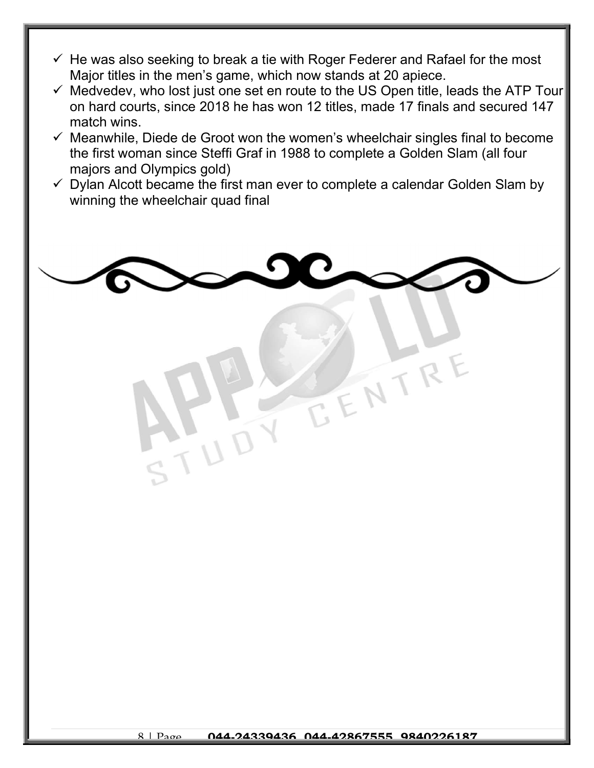- He was also seeking to break a tie with Roger Federer and Rafael for the most Major titles in the men's game, which now stands at 20 apiece.
- Medvedev, who lost just one set en route to the US Open title, leads the ATP Tour on hard courts, since 2018 he has won 12 titles, made 17 finals and secured 147 match wins.
- Meanwhile, Diede de Groot won the women's wheelchair singles final to become the first woman since Steffi Graf in 1988 to complete a Golden Slam (all four majors and Olympics gold)
- Dylan Alcott became the first man ever to complete a calendar Golden Slam by winning the wheelchair quad final